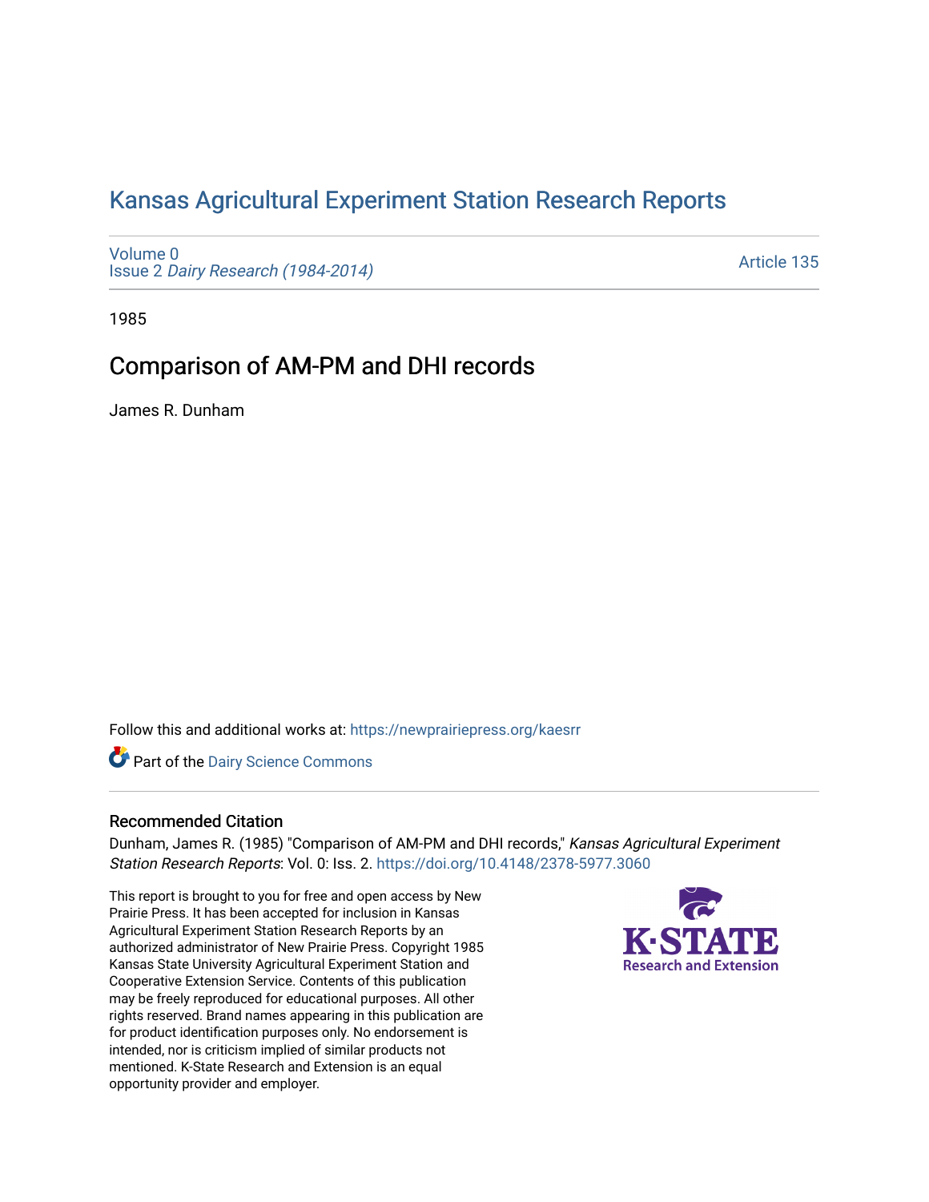# Kansas Agricultural Experiment Station Research Reports

Volume 0
Issue 2 *Dairy Research (1984-2014)*

Article 135

1985

## Comparison of AM-PM and DHI records

James R. Dunham

Follow this and additional works at: https://newprairiepress.org/kaesrr

Part of the Dairy Science Commons

### Recommended Citation

Dunham, James R. (1985) "Comparison of AM-PM and DHI records," *Kansas Agricultural Experiment Station Research Reports*: Vol. 0: Iss. 2. https://doi.org/10.4148/2378-5977.3060

This report is brought to you for free and open access by New Prairie Press. It has been accepted for inclusion in Kansas Agricultural Experiment Station Research Reports by an authorized administrator of New Prairie Press. Copyright 1985 Kansas State University Agricultural Experiment Station and Cooperative Extension Service. Contents of this publication may be freely reproduced for educational purposes. All other rights reserved. Brand names appearing in this publication are for product identification purposes only. No endorsement is intended, nor is criticism implied of similar products not mentioned. K-State Research and Extension is an equal opportunity provider and employer.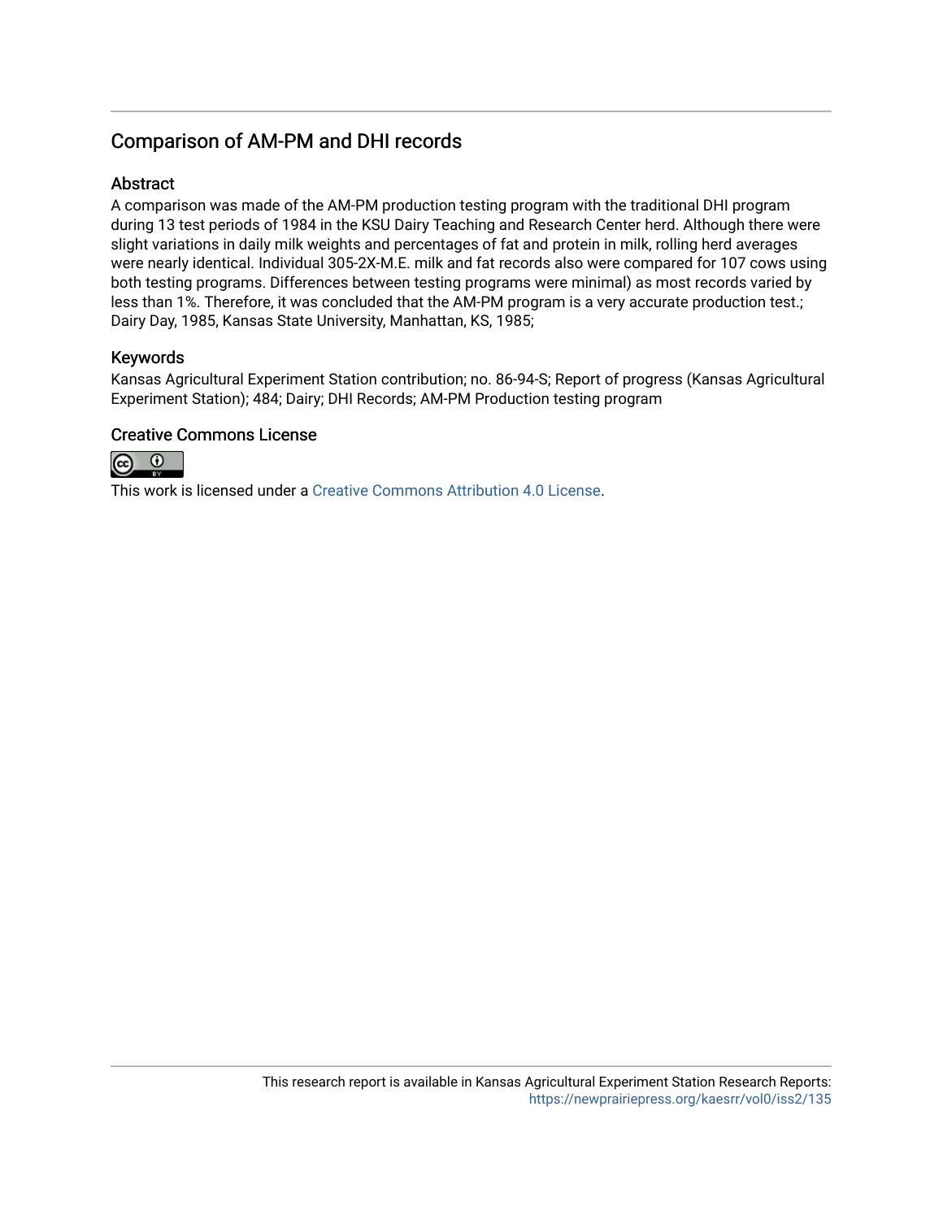## Comparison of AM-PM and DHI records

### Abstract

A comparison was made of the AM-PM production testing program with the traditional DHI program during 13 test periods of 1984 in the KSU Dairy Teaching and Research Center herd. Although there were slight variations in daily milk weights and percentages of fat and protein in milk, rolling herd averages were nearly identical. Individual 305-2X-M.E. milk and fat records also were compared for 107 cows using both testing programs. Differences between testing programs were minimal) as most records varied by less than 1%. Therefore, it was concluded that the AM-PM program is a very accurate production test.; Dairy Day, 1985, Kansas State University, Manhattan, KS, 1985;

### Keywords

Kansas Agricultural Experiment Station contribution; no. 86-94-S; Report of progress (Kansas Agricultural Experiment Station); 484; Dairy; DHI Records; AM-PM Production testing program

### Creative Commons License

This work is licensed under a Creative Commons Attribution 4.0 License.

This research report is available in Kansas Agricultural Experiment Station Research Reports: https://newprairiepress.org/kaesrr/vol0/iss2/135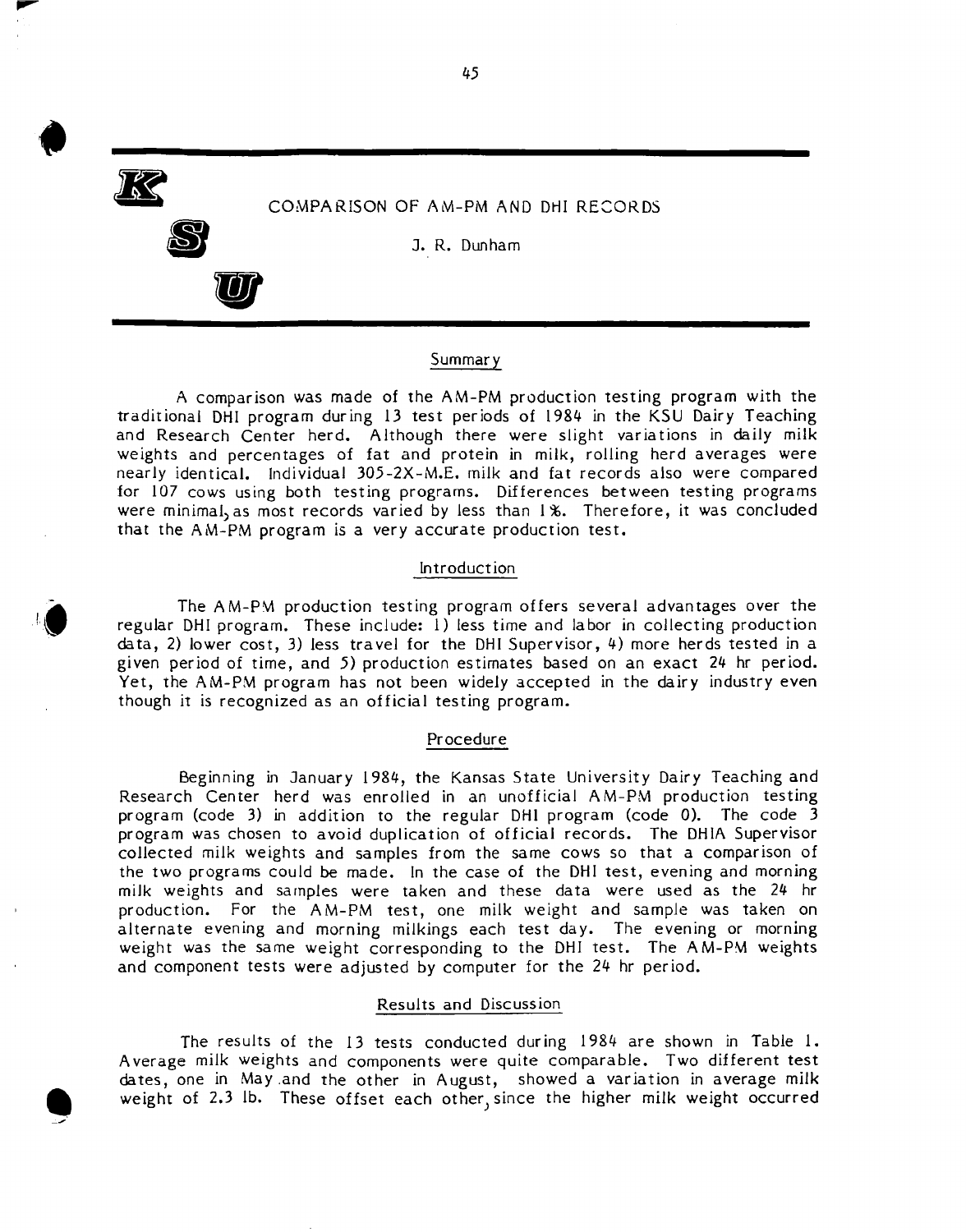# COMPARISON OF AM-PM AND DHI RECORDS

J. R. Dunham

## Summary

A comparison was made of the AM-PM production testing program with the traditional DHI program during 13 test periods of 1984 in the KSU Dairy Teaching and Research Center herd. Although there were slight variations in daily milk weights and percentages of fat and protein in milk, rolling herd averages were nearly identical. Individual 305-2X-M.E. milk and fat records also were compared for 107 cows using both testing programs. Differences between testing programs were minimal, as most records varied by less than 1%. Therefore, it was concluded that the AM-PM program is a very accurate production test.

## Introduction

The AM-PM production testing program offers several advantages over the regular DHI program. These include: 1) less time and labor in collecting production data, 2) lower cost, 3) less travel for the DHI Supervisor, 4) more herds tested in a given period of time, and 5) production estimates based on an exact 24 hr period. Yet, the AM-PM program has not been widely accepted in the dairy industry even though it is recognized as an official testing program.

## Procedure

Beginning in January 1984, the Kansas State University Dairy Teaching and Research Center herd was enrolled in an unofficial AM-PM production testing program (code 3) in addition to the regular DHI program (code 0). The code 3 program was chosen to avoid duplication of official records. The DHIA Supervisor collected milk weights and samples from the same cows so that a comparison of the two programs could be made. In the case of the DHI test, evening and morning milk weights and samples were taken and these data were used as the 24 hr production. For the AM-PM test, one milk weight and sample was taken on alternate evening and morning milkings each test day. The evening or morning weight was the same weight corresponding to the DHI test. The AM-PM weights and component tests were adjusted by computer for the 24 hr period.

## Results and Discussion

The results of the 13 tests conducted during 1984 are shown in Table 1. Average milk weights and components were quite comparable. Two different test dates, one in May and the other in August, showed a variation in average milk weight of 2.3 lb. These offset each other, since the higher milk weight occurred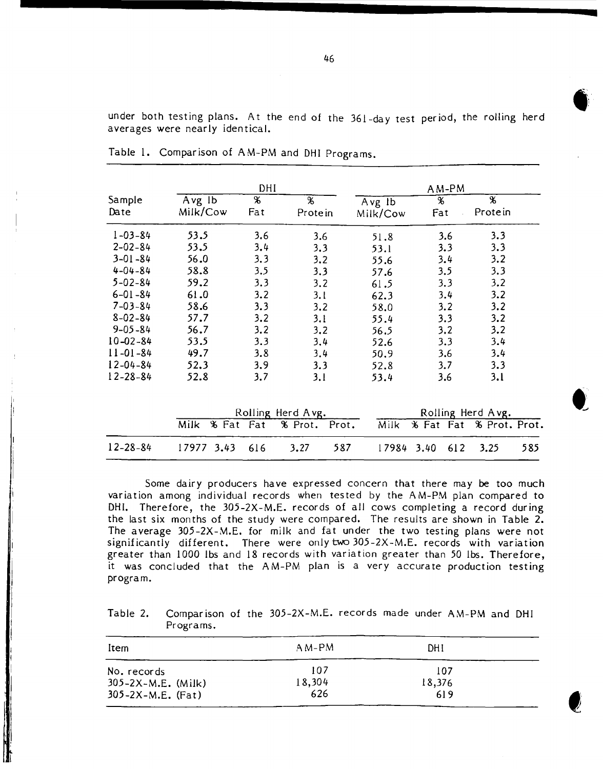under both testing plans. At the end of the 361-day test period, the rolling herd averages were nearly identical.

Table 1. Comparison of AM-PM and DHI Programs.

| Sample Date | DHI | | | AM-PM | | |
|---|---|---|---|---|---|---|
| | Avg lb Milk/Cow | % Fat | % Protein | Avg lb Milk/Cow | % Fat | % Protein |
| 1-03-84 | 53.5 | 3.6 | 3.6 | 51.8 | 3.6 | 3.3 |
| 2-02-84 | 53.5 | 3.4 | 3.3 | 53.1 | 3.3 | 3.3 |
| 3-01-84 | 56.0 | 3.3 | 3.2 | 55.6 | 3.4 | 3.2 |
| 4-04-84 | 58.8 | 3.5 | 3.3 | 57.6 | 3.5 | 3.3 |
| 5-02-84 | 59.2 | 3.3 | 3.2 | 61.5 | 3.3 | 3.2 |
| 6-01-84 | 61.0 | 3.2 | 3.1 | 62.3 | 3.4 | 3.2 |
| 7-03-84 | 58.6 | 3.3 | 3.2 | 58.0 | 3.2 | 3.2 |
| 8-02-84 | 57.7 | 3.2 | 3.1 | 55.4 | 3.3 | 3.2 |
| 9-05-84 | 56.7 | 3.2 | 3.2 | 56.5 | 3.2 | 3.2 |
| 10-02-84 | 53.5 | 3.3 | 3.4 | 52.6 | 3.3 | 3.4 |
| 11-01-84 | 49.7 | 3.8 | 3.4 | 50.9 | 3.6 | 3.4 |
| 12-04-84 | 52.3 | 3.9 | 3.3 | 52.8 | 3.7 | 3.3 |
| 12-28-84 | 52.8 | 3.7 | 3.1 | 53.4 | 3.6 | 3.1 |

| | Rolling Herd Avg. | | | | | Rolling Herd Avg. | | | | |
|---|---|---|---|---|---|---|---|---|---|---|
| | Milk | % Fat | Fat | % Prot. | Prot. | Milk | % Fat | Fat | % Prot. | Prot. |
| 12-28-84 | 17977 | 3.43 | 616 | 3.27 | 587 | 17984 | 3.40 | 612 | 3.25 | 585 |

Some dairy producers have expressed concern that there may be too much variation among individual records when tested by the AM-PM plan compared to DHI. Therefore, the 305-2X-M.E. records of all cows completing a record during the last six months of the study were compared. The results are shown in Table 2. The average 305-2X-M.E. for milk and fat under the two testing plans were not significantly different. There were only two 305-2X-M.E. records with variation greater than 1000 lbs and 18 records with variation greater than 50 lbs. Therefore, it was concluded that the AM-PM plan is a very accurate production testing program.

Table 2. Comparison of the 305-2X-M.E. records made under AM-PM and DHI Programs.

| Item | AM-PM | DHI |
|---|---|---|
| No. records | 107 | 107 |
| 305-2X-M.E. (Milk) | 18,304 | 18,376 |
| 305-2X-M.E. (Fat) | 626 | 619 |